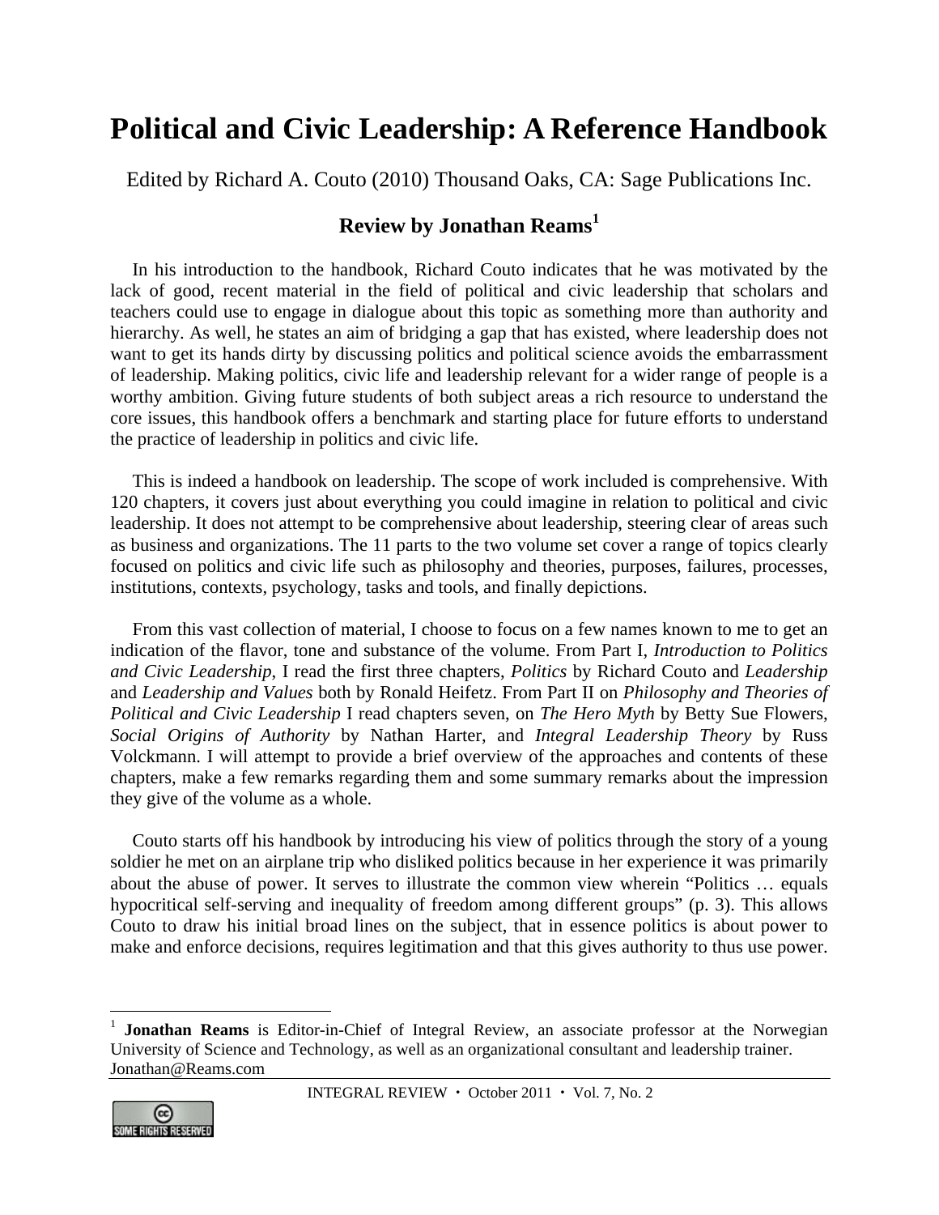# Political and Civic Leadership: A Reference Handbook

Edited by Richard A. Couto (2010) Thousand Oaks, CA: Sage Publications Inc.

## Review by Jonathan Reams[1]

In his introduction to the handbook, Richard Couto indicates that he was motivated by the lack of good, recent material in the field of political and civic leadership that scholars and teachers could use to engage in dialogue about this topic as something more than authority and hierarchy. As well, he states an aim of bridging a gap that has existed, where leadership does not want to get its hands dirty by discussing politics and political science avoids the embarrassment of leadership. Making politics, civic life and leadership relevant for a wider range of people is a worthy ambition. Giving future students of both subject areas a rich resource to understand the core issues, this handbook offers a benchmark and starting place for future efforts to understand the practice of leadership in politics and civic life.

This is indeed a handbook on leadership. The scope of work included is comprehensive. With 120 chapters, it covers just about everything you could imagine in relation to political and civic leadership. It does not attempt to be comprehensive about leadership, steering clear of areas such as business and organizations. The 11 parts to the two volume set cover a range of topics clearly focused on politics and civic life such as philosophy and theories, purposes, failures, processes, institutions, contexts, psychology, tasks and tools, and finally depictions.

From this vast collection of material, I choose to focus on a few names known to me to get an indication of the flavor, tone and substance of the volume. From Part I, *Introduction to Politics and Civic Leadership*, I read the first three chapters, *Politics* by Richard Couto and *Leadership* and *Leadership and Values* both by Ronald Heifetz. From Part II on *Philosophy and Theories of Political and Civic Leadership* I read chapters seven, on *The Hero Myth* by Betty Sue Flowers, *Social Origins of Authority* by Nathan Harter, and *Integral Leadership Theory* by Russ Volckmann. I will attempt to provide a brief overview of the approaches and contents of these chapters, make a few remarks regarding them and some summary remarks about the impression they give of the volume as a whole.

Couto starts off his handbook by introducing his view of politics through the story of a young soldier he met on an airplane trip who disliked politics because in her experience it was primarily about the abuse of power. It serves to illustrate the common view wherein "Politics … equals hypocritical self-serving and inequality of freedom among different groups" (p. 3). This allows Couto to draw his initial broad lines on the subject, that in essence politics is about power to make and enforce decisions, requires legitimation and that this gives authority to thus use power.

---

[1] **Jonathan Reams** is Editor-in-Chief of Integral Review, an associate professor at the Norwegian University of Science and Technology, as well as an organizational consultant and leadership trainer. Jonathan@Reams.com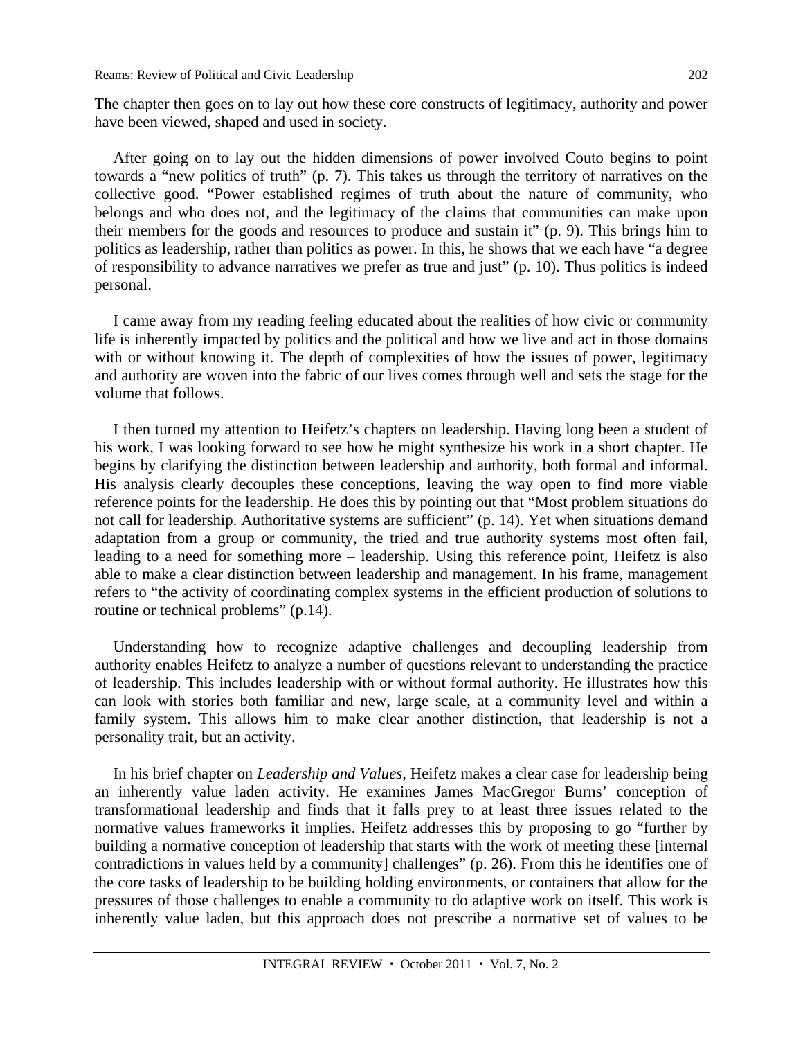The chapter then goes on to lay out how these core constructs of legitimacy, authority and power have been viewed, shaped and used in society.

After going on to lay out the hidden dimensions of power involved Couto begins to point towards a "new politics of truth" (p. 7). This takes us through the territory of narratives on the collective good. "Power established regimes of truth about the nature of community, who belongs and who does not, and the legitimacy of the claims that communities can make upon their members for the goods and resources to produce and sustain it" (p. 9). This brings him to politics as leadership, rather than politics as power. In this, he shows that we each have "a degree of responsibility to advance narratives we prefer as true and just" (p. 10). Thus politics is indeed personal.

I came away from my reading feeling educated about the realities of how civic or community life is inherently impacted by politics and the political and how we live and act in those domains with or without knowing it. The depth of complexities of how the issues of power, legitimacy and authority are woven into the fabric of our lives comes through well and sets the stage for the volume that follows.

I then turned my attention to Heifetz's chapters on leadership. Having long been a student of his work, I was looking forward to see how he might synthesize his work in a short chapter. He begins by clarifying the distinction between leadership and authority, both formal and informal. His analysis clearly decouples these conceptions, leaving the way open to find more viable reference points for the leadership. He does this by pointing out that "Most problem situations do not call for leadership. Authoritative systems are sufficient" (p. 14). Yet when situations demand adaptation from a group or community, the tried and true authority systems most often fail, leading to a need for something more – leadership. Using this reference point, Heifetz is also able to make a clear distinction between leadership and management. In his frame, management refers to "the activity of coordinating complex systems in the efficient production of solutions to routine or technical problems" (p.14).

Understanding how to recognize adaptive challenges and decoupling leadership from authority enables Heifetz to analyze a number of questions relevant to understanding the practice of leadership. This includes leadership with or without formal authority. He illustrates how this can look with stories both familiar and new, large scale, at a community level and within a family system. This allows him to make clear another distinction, that leadership is not a personality trait, but an activity.

In his brief chapter on *Leadership and Values,* Heifetz makes a clear case for leadership being an inherently value laden activity. He examines James MacGregor Burns' conception of transformational leadership and finds that it falls prey to at least three issues related to the normative values frameworks it implies. Heifetz addresses this by proposing to go "further by building a normative conception of leadership that starts with the work of meeting these [internal contradictions in values held by a community] challenges" (p. 26). From this he identifies one of the core tasks of leadership to be building holding environments, or containers that allow for the pressures of those challenges to enable a community to do adaptive work on itself. This work is inherently value laden, but this approach does not prescribe a normative set of values to be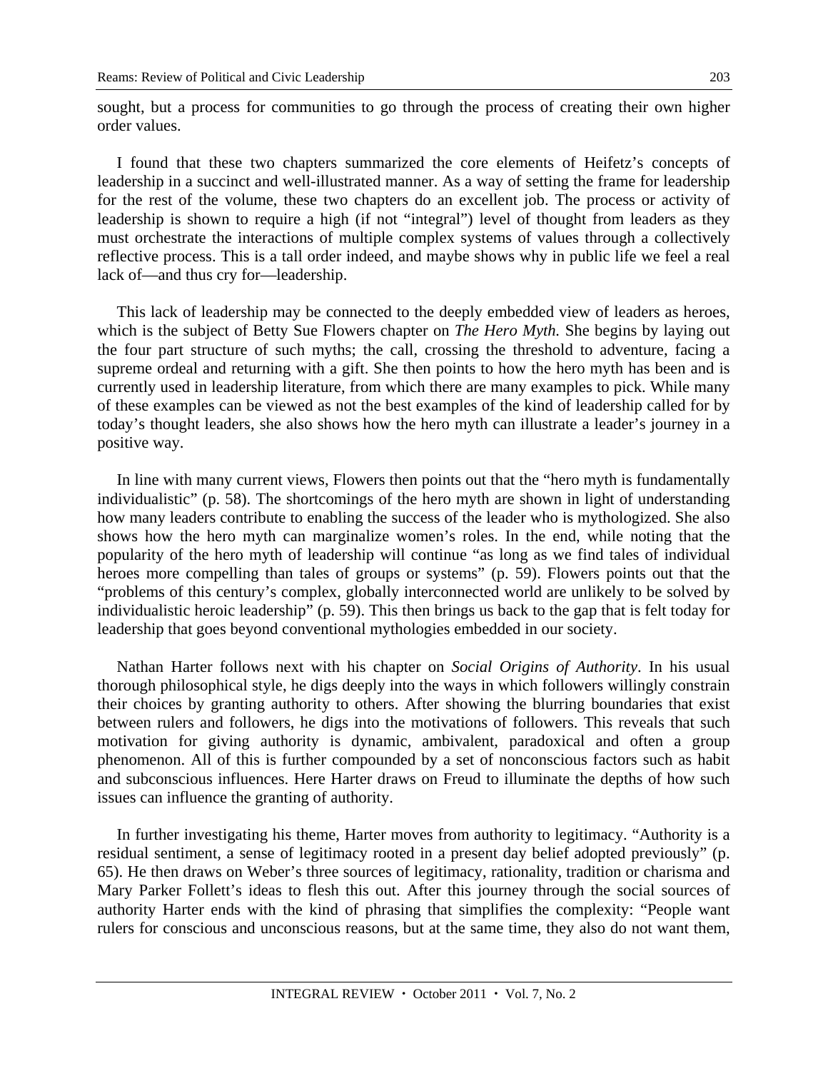sought, but a process for communities to go through the process of creating their own higher order values.

I found that these two chapters summarized the core elements of Heifetz's concepts of leadership in a succinct and well-illustrated manner. As a way of setting the frame for leadership for the rest of the volume, these two chapters do an excellent job. The process or activity of leadership is shown to require a high (if not "integral") level of thought from leaders as they must orchestrate the interactions of multiple complex systems of values through a collectively reflective process. This is a tall order indeed, and maybe shows why in public life we feel a real lack of—and thus cry for—leadership.

This lack of leadership may be connected to the deeply embedded view of leaders as heroes, which is the subject of Betty Sue Flowers chapter on *The Hero Myth.* She begins by laying out the four part structure of such myths; the call, crossing the threshold to adventure, facing a supreme ordeal and returning with a gift. She then points to how the hero myth has been and is currently used in leadership literature, from which there are many examples to pick. While many of these examples can be viewed as not the best examples of the kind of leadership called for by today's thought leaders, she also shows how the hero myth can illustrate a leader's journey in a positive way.

In line with many current views, Flowers then points out that the "hero myth is fundamentally individualistic" (p. 58). The shortcomings of the hero myth are shown in light of understanding how many leaders contribute to enabling the success of the leader who is mythologized. She also shows how the hero myth can marginalize women's roles. In the end, while noting that the popularity of the hero myth of leadership will continue "as long as we find tales of individual heroes more compelling than tales of groups or systems" (p. 59). Flowers points out that the "problems of this century's complex, globally interconnected world are unlikely to be solved by individualistic heroic leadership" (p. 59). This then brings us back to the gap that is felt today for leadership that goes beyond conventional mythologies embedded in our society.

Nathan Harter follows next with his chapter on *Social Origins of Authority*. In his usual thorough philosophical style, he digs deeply into the ways in which followers willingly constrain their choices by granting authority to others. After showing the blurring boundaries that exist between rulers and followers, he digs into the motivations of followers. This reveals that such motivation for giving authority is dynamic, ambivalent, paradoxical and often a group phenomenon. All of this is further compounded by a set of nonconscious factors such as habit and subconscious influences. Here Harter draws on Freud to illuminate the depths of how such issues can influence the granting of authority.

In further investigating his theme, Harter moves from authority to legitimacy. "Authority is a residual sentiment, a sense of legitimacy rooted in a present day belief adopted previously" (p. 65). He then draws on Weber's three sources of legitimacy, rationality, tradition or charisma and Mary Parker Follett's ideas to flesh this out. After this journey through the social sources of authority Harter ends with the kind of phrasing that simplifies the complexity: "People want rulers for conscious and unconscious reasons, but at the same time, they also do not want them,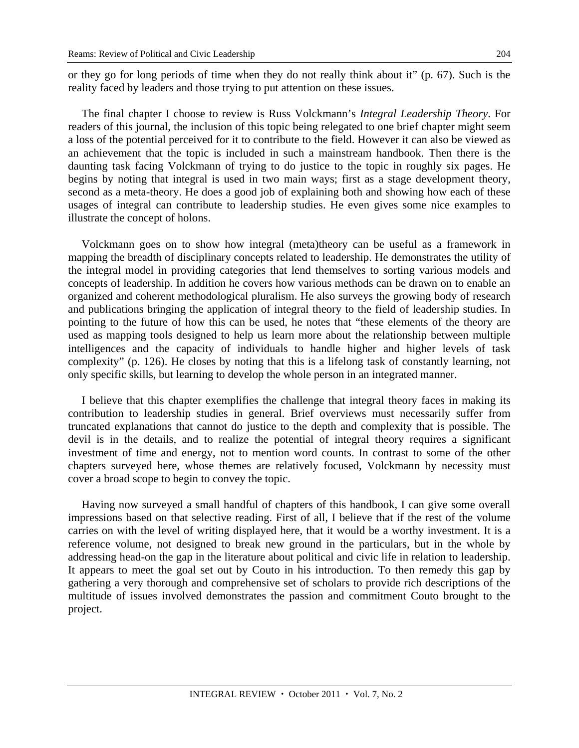or they go for long periods of time when they do not really think about it" (p. 67). Such is the reality faced by leaders and those trying to put attention on these issues.

The final chapter I choose to review is Russ Volckmann's *Integral Leadership Theory*. For readers of this journal, the inclusion of this topic being relegated to one brief chapter might seem a loss of the potential perceived for it to contribute to the field. However it can also be viewed as an achievement that the topic is included in such a mainstream handbook. Then there is the daunting task facing Volckmann of trying to do justice to the topic in roughly six pages. He begins by noting that integral is used in two main ways; first as a stage development theory, second as a meta-theory. He does a good job of explaining both and showing how each of these usages of integral can contribute to leadership studies. He even gives some nice examples to illustrate the concept of holons.

Volckmann goes on to show how integral (meta)theory can be useful as a framework in mapping the breadth of disciplinary concepts related to leadership. He demonstrates the utility of the integral model in providing categories that lend themselves to sorting various models and concepts of leadership. In addition he covers how various methods can be drawn on to enable an organized and coherent methodological pluralism. He also surveys the growing body of research and publications bringing the application of integral theory to the field of leadership studies. In pointing to the future of how this can be used, he notes that "these elements of the theory are used as mapping tools designed to help us learn more about the relationship between multiple intelligences and the capacity of individuals to handle higher and higher levels of task complexity" (p. 126). He closes by noting that this is a lifelong task of constantly learning, not only specific skills, but learning to develop the whole person in an integrated manner.

I believe that this chapter exemplifies the challenge that integral theory faces in making its contribution to leadership studies in general. Brief overviews must necessarily suffer from truncated explanations that cannot do justice to the depth and complexity that is possible. The devil is in the details, and to realize the potential of integral theory requires a significant investment of time and energy, not to mention word counts. In contrast to some of the other chapters surveyed here, whose themes are relatively focused, Volckmann by necessity must cover a broad scope to begin to convey the topic.

Having now surveyed a small handful of chapters of this handbook, I can give some overall impressions based on that selective reading. First of all, I believe that if the rest of the volume carries on with the level of writing displayed here, that it would be a worthy investment. It is a reference volume, not designed to break new ground in the particulars, but in the whole by addressing head-on the gap in the literature about political and civic life in relation to leadership. It appears to meet the goal set out by Couto in his introduction. To then remedy this gap by gathering a very thorough and comprehensive set of scholars to provide rich descriptions of the multitude of issues involved demonstrates the passion and commitment Couto brought to the project.